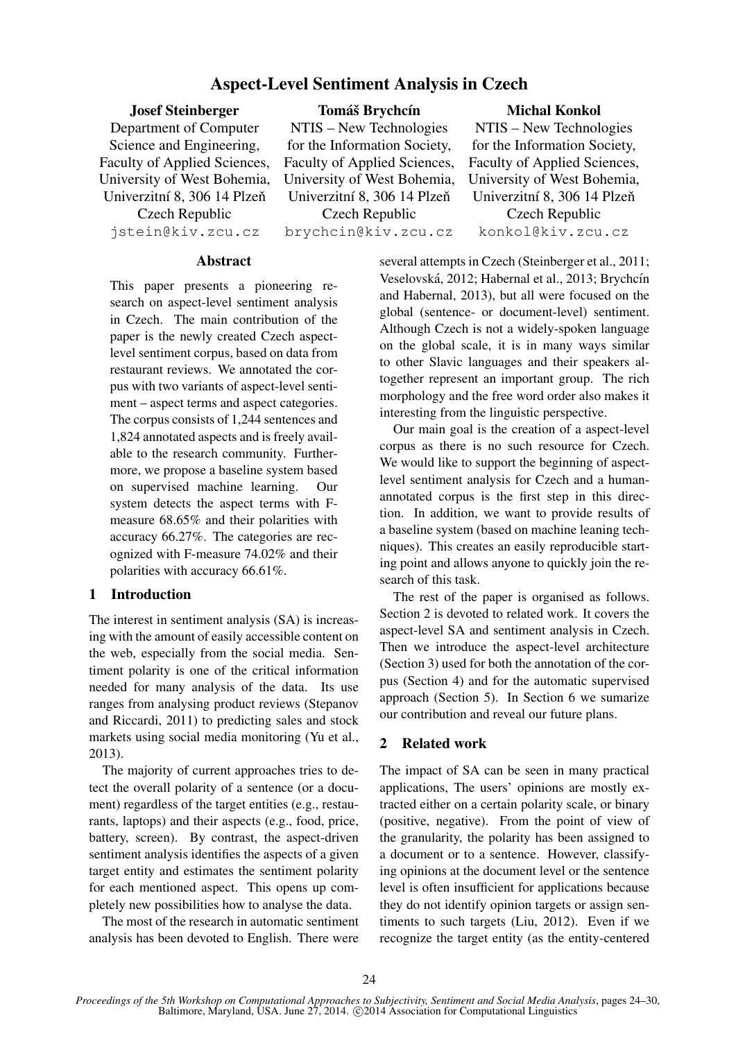# Aspect-Level Sentiment Analysis in Czech

**Josef Steinberger**
Department of Computer Science and Engineering,
Faculty of Applied Sciences,
University of West Bohemia,
Univerzitní 8, 306 14 Plzeň
Czech Republic
jstein@kiv.zcu.cz

**Tomáš Brychcín**
NTIS – New Technologies for the Information Society,
Faculty of Applied Sciences,
University of West Bohemia,
Univerzitní 8, 306 14 Plzeň
Czech Republic
brychcin@kiv.zcu.cz

**Michal Konkol**
NTIS – New Technologies for the Information Society,
Faculty of Applied Sciences,
University of West Bohemia,
Univerzitní 8, 306 14 Plzeň
Czech Republic
konkol@kiv.zcu.cz

## Abstract

This paper presents a pioneering research on aspect-level sentiment analysis in Czech. The main contribution of the paper is the newly created Czech aspect-level sentiment corpus, based on data from restaurant reviews. We annotated the corpus with two variants of aspect-level sentiment – aspect terms and aspect categories. The corpus consists of 1,244 sentences and 1,824 annotated aspects and is freely available to the research community. Furthermore, we propose a baseline system based on supervised machine learning. Our system detects the aspect terms with F-measure 68.65% and their polarities with accuracy 66.27%. The categories are recognized with F-measure 74.02% and their polarities with accuracy 66.61%.

## 1 Introduction

The interest in sentiment analysis (SA) is increasing with the amount of easily accessible content on the web, especially from the social media. Sentiment polarity is one of the critical information needed for many analysis of the data. Its use ranges from analysing product reviews (Stepanov and Riccardi, 2011) to predicting sales and stock markets using social media monitoring (Yu et al., 2013).

The majority of current approaches tries to detect the overall polarity of a sentence (or a document) regardless of the target entities (e.g., restaurants, laptops) and their aspects (e.g., food, price, battery, screen). By contrast, the aspect-driven sentiment analysis identifies the aspects of a given target entity and estimates the sentiment polarity for each mentioned aspect. This opens up completely new possibilities how to analyse the data.

The most of the research in automatic sentiment analysis has been devoted to English. There were several attempts in Czech (Steinberger et al., 2011; Veselovská, 2012; Habernal et al., 2013; Brychcín and Habernal, 2013), but all were focused on the global (sentence- or document-level) sentiment. Although Czech is not a widely-spoken language on the global scale, it is in many ways similar to other Slavic languages and their speakers altogether represent an important group. The rich morphology and the free word order also makes it interesting from the linguistic perspective.

Our main goal is the creation of a aspect-level corpus as there is no such resource for Czech. We would like to support the beginning of aspect-level sentiment analysis for Czech and a human-annotated corpus is the first step in this direction. In addition, we want to provide results of a baseline system (based on machine leaning techniques). This creates an easily reproducible starting point and allows anyone to quickly join the research of this task.

The rest of the paper is organised as follows. Section 2 is devoted to related work. It covers the aspect-level SA and sentiment analysis in Czech. Then we introduce the aspect-level architecture (Section 3) used for both the annotation of the corpus (Section 4) and for the automatic supervised approach (Section 5). In Section 6 we sumarize our contribution and reveal our future plans.

## 2 Related work

The impact of SA can be seen in many practical applications, The users' opinions are mostly extracted either on a certain polarity scale, or binary (positive, negative). From the point of view of the granularity, the polarity has been assigned to a document or to a sentence. However, classifying opinions at the document level or the sentence level is often insufficient for applications because they do not identify opinion targets or assign sentiments to such targets (Liu, 2012). Even if we recognize the target entity (as the entity-centered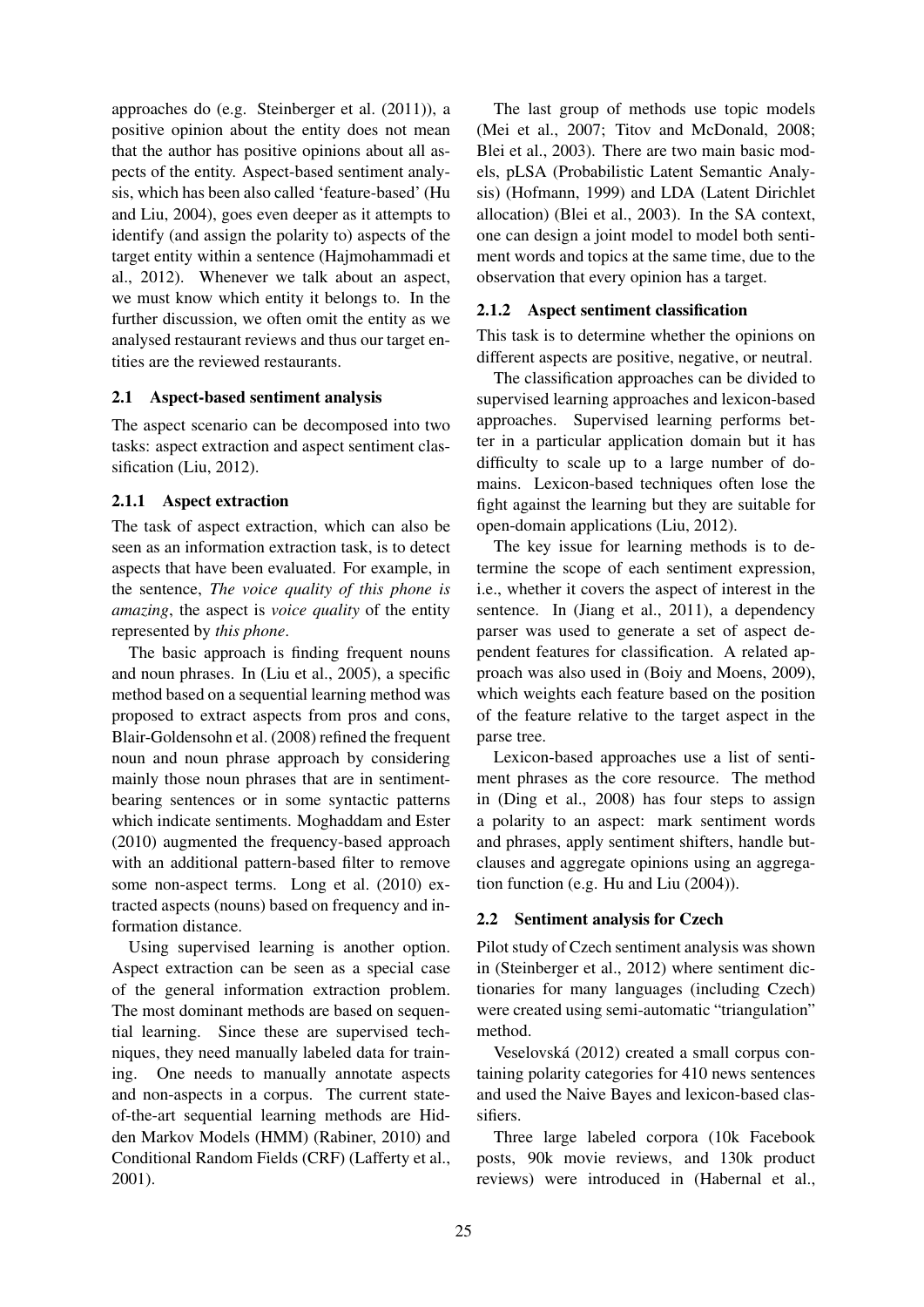approaches do (e.g. Steinberger et al. (2011)), a positive opinion about the entity does not mean that the author has positive opinions about all aspects of the entity. Aspect-based sentiment analysis, which has been also called 'feature-based' (Hu and Liu, 2004), goes even deeper as it attempts to identify (and assign the polarity to) aspects of the target entity within a sentence (Hajmohammadi et al., 2012). Whenever we talk about an aspect, we must know which entity it belongs to. In the further discussion, we often omit the entity as we analysed restaurant reviews and thus our target entities are the reviewed restaurants.

## 2.1 Aspect-based sentiment analysis

The aspect scenario can be decomposed into two tasks: aspect extraction and aspect sentiment classification (Liu, 2012).

### 2.1.1 Aspect extraction

The task of aspect extraction, which can also be seen as an information extraction task, is to detect aspects that have been evaluated. For example, in the sentence, *The voice quality of this phone is amazing*, the aspect is *voice quality* of the entity represented by *this phone*.

The basic approach is finding frequent nouns and noun phrases. In (Liu et al., 2005), a specific method based on a sequential learning method was proposed to extract aspects from pros and cons, Blair-Goldensohn et al. (2008) refined the frequent noun and noun phrase approach by considering mainly those noun phrases that are in sentiment-bearing sentences or in some syntactic patterns which indicate sentiments. Moghaddam and Ester (2010) augmented the frequency-based approach with an additional pattern-based filter to remove some non-aspect terms. Long et al. (2010) extracted aspects (nouns) based on frequency and information distance.

Using supervised learning is another option. Aspect extraction can be seen as a special case of the general information extraction problem. The most dominant methods are based on sequential learning. Since these are supervised techniques, they need manually labeled data for training. One needs to manually annotate aspects and non-aspects in a corpus. The current state-of-the-art sequential learning methods are Hidden Markov Models (HMM) (Rabiner, 2010) and Conditional Random Fields (CRF) (Lafferty et al., 2001).

The last group of methods use topic models (Mei et al., 2007; Titov and McDonald, 2008; Blei et al., 2003). There are two main basic models, pLSA (Probabilistic Latent Semantic Analysis) (Hofmann, 1999) and LDA (Latent Dirichlet allocation) (Blei et al., 2003). In the SA context, one can design a joint model to model both sentiment words and topics at the same time, due to the observation that every opinion has a target.

### 2.1.2 Aspect sentiment classification

This task is to determine whether the opinions on different aspects are positive, negative, or neutral.

The classification approaches can be divided to supervised learning approaches and lexicon-based approaches. Supervised learning performs better in a particular application domain but it has difficulty to scale up to a large number of domains. Lexicon-based techniques often lose the fight against the learning but they are suitable for open-domain applications (Liu, 2012).

The key issue for learning methods is to determine the scope of each sentiment expression, i.e., whether it covers the aspect of interest in the sentence. In (Jiang et al., 2011), a dependency parser was used to generate a set of aspect dependent features for classification. A related approach was also used in (Boiy and Moens, 2009), which weights each feature based on the position of the feature relative to the target aspect in the parse tree.

Lexicon-based approaches use a list of sentiment phrases as the core resource. The method in (Ding et al., 2008) has four steps to assign a polarity to an aspect: mark sentiment words and phrases, apply sentiment shifters, handle but-clauses and aggregate opinions using an aggregation function (e.g. Hu and Liu (2004)).

## 2.2 Sentiment analysis for Czech

Pilot study of Czech sentiment analysis was shown in (Steinberger et al., 2012) where sentiment dictionaries for many languages (including Czech) were created using semi-automatic "triangulation" method.

Veselovská (2012) created a small corpus containing polarity categories for 410 news sentences and used the Naive Bayes and lexicon-based classifiers.

Three large labeled corpora (10k Facebook posts, 90k movie reviews, and 130k product reviews) were introduced in (Habernal et al.,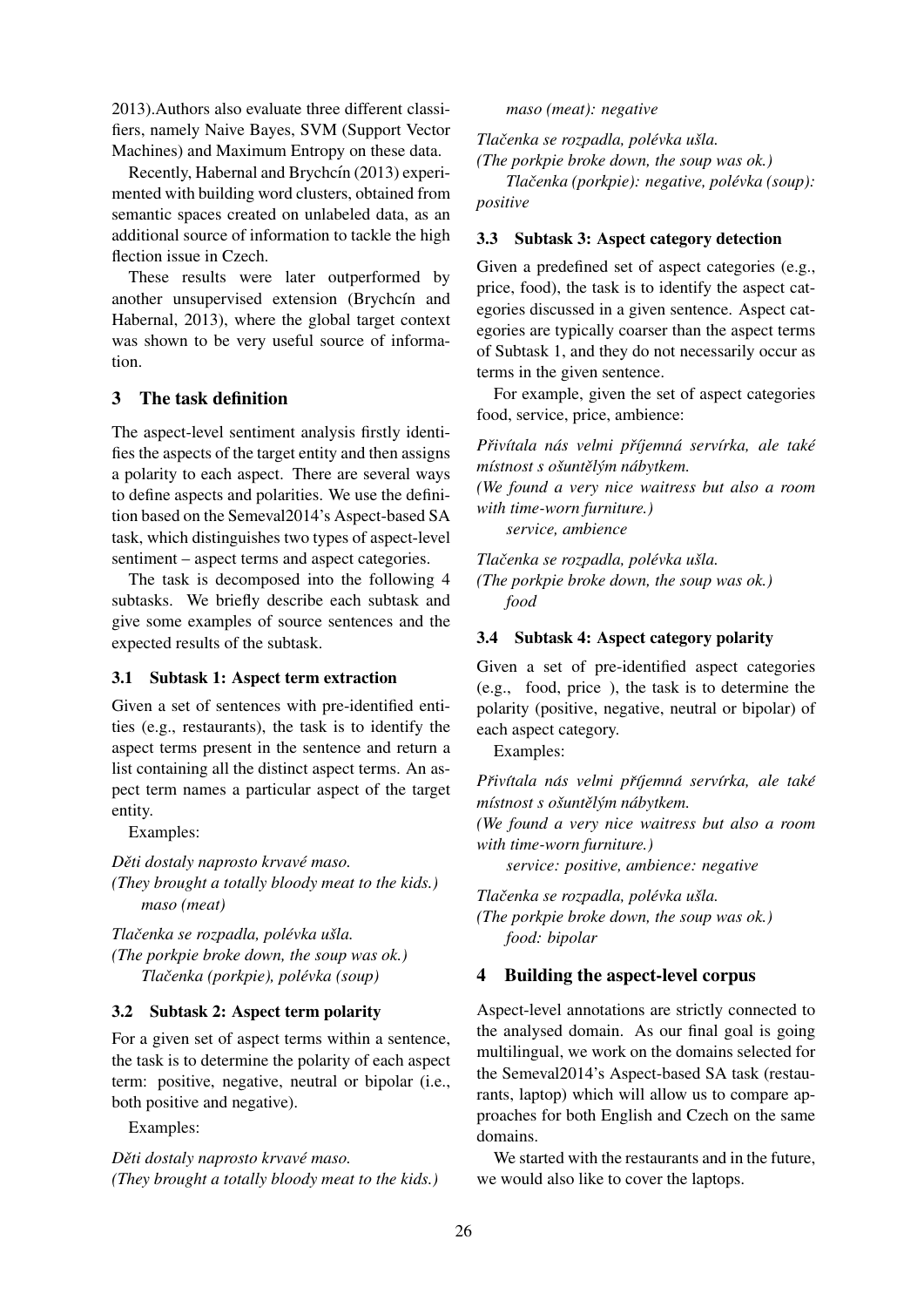2013).Authors also evaluate three different classifiers, namely Naive Bayes, SVM (Support Vector Machines) and Maximum Entropy on these data.

Recently, Habernal and Brychcín (2013) experimented with building word clusters, obtained from semantic spaces created on unlabeled data, as an additional source of information to tackle the high flection issue in Czech.

These results were later outperformed by another unsupervised extension (Brychcín and Habernal, 2013), where the global target context was shown to be very useful source of information.

## 3 The task definition

The aspect-level sentiment analysis firstly identifies the aspects of the target entity and then assigns a polarity to each aspect. There are several ways to define aspects and polarities. We use the definition based on the Semeval2014's Aspect-based SA task, which distinguishes two types of aspect-level sentiment – aspect terms and aspect categories.

The task is decomposed into the following 4 subtasks. We briefly describe each subtask and give some examples of source sentences and the expected results of the subtask.

### 3.1 Subtask 1: Aspect term extraction

Given a set of sentences with pre-identified entities (e.g., restaurants), the task is to identify the aspect terms present in the sentence and return a list containing all the distinct aspect terms. An aspect term names a particular aspect of the target entity.

Examples:

*Děti dostaly naprosto krvavé maso.*
*(They brought a totally bloody meat to the kids.)*
*maso (meat)*

*Tlačenka se rozpadla, polévka ušla.*
*(The porkpie broke down, the soup was ok.)*
*Tlačenka (porkpie), polévka (soup)*

### 3.2 Subtask 2: Aspect term polarity

For a given set of aspect terms within a sentence, the task is to determine the polarity of each aspect term: positive, negative, neutral or bipolar (i.e., both positive and negative).

Examples:

*Děti dostaly naprosto krvavé maso.*
*(They brought a totally bloody meat to the kids.)*
*maso (meat): negative*

*Tlačenka se rozpadla, polévka ušla.*
*(The porkpie broke down, the soup was ok.)*
*Tlačenka (porkpie): negative, polévka (soup): positive*

### 3.3 Subtask 3: Aspect category detection

Given a predefined set of aspect categories (e.g., price, food), the task is to identify the aspect categories discussed in a given sentence. Aspect categories are typically coarser than the aspect terms of Subtask 1, and they do not necessarily occur as terms in the given sentence.

For example, given the set of aspect categories food, service, price, ambience:

*Přivítala nás velmi příjemná servírka, ale také místnost s ošuntělým nábytkem.*
*(We found a very nice waitress but also a room with time-worn furniture.)*
*service, ambience*

*Tlačenka se rozpadla, polévka ušla.*
*(The porkpie broke down, the soup was ok.)*
*food*

### 3.4 Subtask 4: Aspect category polarity

Given a set of pre-identified aspect categories (e.g., food, price ), the task is to determine the polarity (positive, negative, neutral or bipolar) of each aspect category.

Examples:

*Přivítala nás velmi příjemná servírka, ale také místnost s ošuntělým nábytkem.*
*(We found a very nice waitress but also a room with time-worn furniture.)*
*service: positive, ambience: negative*

*Tlačenka se rozpadla, polévka ušla.*
*(The porkpie broke down, the soup was ok.)*
*food: bipolar*

## 4 Building the aspect-level corpus

Aspect-level annotations are strictly connected to the analysed domain. As our final goal is going multilingual, we work on the domains selected for the Semeval2014's Aspect-based SA task (restaurants, laptop) which will allow us to compare approaches for both English and Czech on the same domains.

We started with the restaurants and in the future, we would also like to cover the laptops.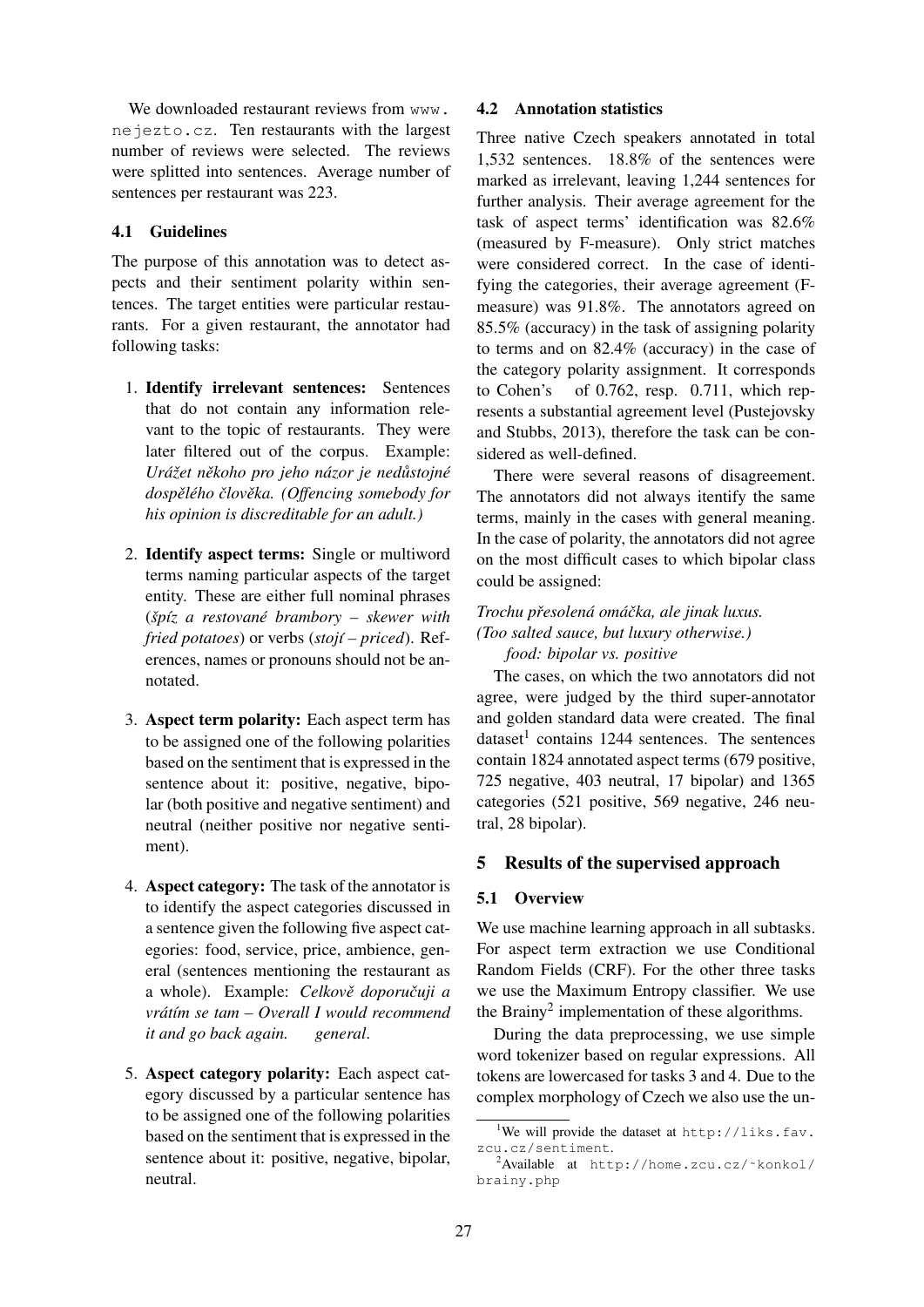We downloaded restaurant reviews from www.nejezto.cz. Ten restaurants with the largest number of reviews were selected. The reviews were splitted into sentences. Average number of sentences per restaurant was 223.

### 4.1 Guidelines

The purpose of this annotation was to detect aspects and their sentiment polarity within sentences. The target entities were particular restaurants. For a given restaurant, the annotator had following tasks:

1. **Identify irrelevant sentences:** Sentences that do not contain any information relevant to the topic of restaurants. They were later filtered out of the corpus. Example: *Urážet někoho pro jeho názor je nedůstojné dospělého člověka. (Offencing somebody for his opinion is discreditable for an adult.)*

2. **Identify aspect terms:** Single or multiword terms naming particular aspects of the target entity. These are either full nominal phrases (*špíz a restované brambory – skewer with fried potatoes*) or verbs (*stojí – priced*). References, names or pronouns should not be annotated.

3. **Aspect term polarity:** Each aspect term has to be assigned one of the following polarities based on the sentiment that is expressed in the sentence about it: positive, negative, bipolar (both positive and negative sentiment) and neutral (neither positive nor negative sentiment).

4. **Aspect category:** The task of the annotator is to identify the aspect categories discussed in a sentence given the following five aspect categories: food, service, price, ambience, general (sentences mentioning the restaurant as a whole). Example: *Celkově doporučuji a vrátím se tam – Overall I would recommend it and go back again.* → *general*.

5. **Aspect category polarity:** Each aspect category discussed by a particular sentence has to be assigned one of the following polarities based on the sentiment that is expressed in the sentence about it: positive, negative, bipolar, neutral.

### 4.2 Annotation statistics

Three native Czech speakers annotated in total 1,532 sentences. 18.8% of the sentences were marked as irrelevant, leaving 1,244 sentences for further analysis. Their average agreement for the task of aspect terms' identification was 82.6% (measured by F-measure). Only strict matches were considered correct. In the case of identifying the categories, their average agreement (F-measure) was 91.8%. The annotators agreed on 85.5% (accuracy) in the task of assigning polarity to terms and on 82.4% (accuracy) in the case of the category polarity assignment. It corresponds to Cohen's $\kappa$ of 0.762, resp. 0.711, which represents a substantial agreement level (Pustejovsky and Stubbs, 2013), therefore the task can be considered as well-defined.

There were several reasons of disagreement. The annotators did not always itentify the same terms, mainly in the cases with general meaning. In the case of polarity, the annotators did not agree on the most difficult cases to which bipolar class could be assigned:

*Trochu přesolená omáčka, ale jinak luxus.*
*(Too salted sauce, but luxury otherwise.)*
→ *food: bipolar vs. positive*

The cases, on which the two annotators did not agree, were judged by the third super-annotator and golden standard data were created. The final dataset[1] contains 1244 sentences. The sentences contain 1824 annotated aspect terms (679 positive, 725 negative, 403 neutral, 17 bipolar) and 1365 categories (521 positive, 569 negative, 246 neutral, 28 bipolar).

## 5 Results of the supervised approach

### 5.1 Overview

We use machine learning approach in all subtasks. For aspect term extraction we use Conditional Random Fields (CRF). For the other three tasks we use the Maximum Entropy classifier. We use the Brainy[2] implementation of these algorithms.

During the data preprocessing, we use simple word tokenizer based on regular expressions. All tokens are lowercased for tasks 3 and 4. Due to the complex morphology of Czech we also use the un-

[1] We will provide the dataset at http://liks.fav.zcu.cz/sentiment.

[2] Available at http://home.zcu.cz/~konkol/brainy.php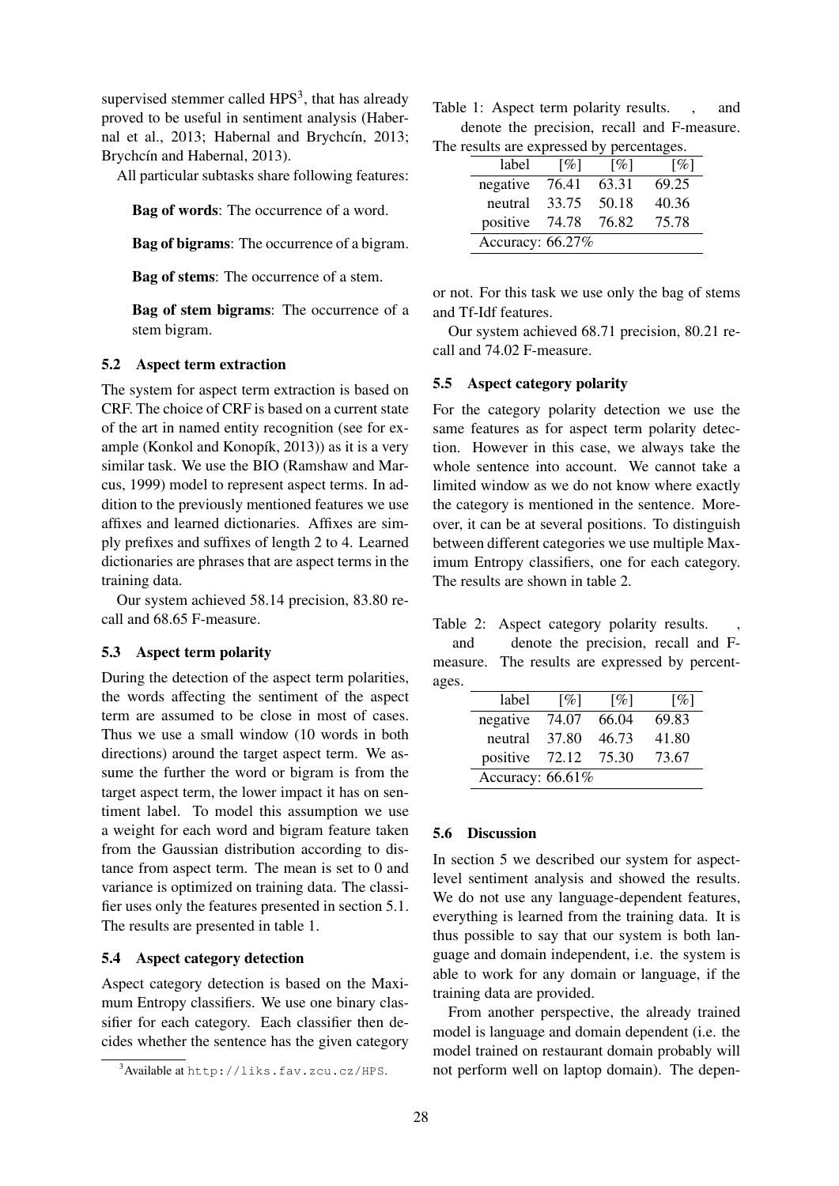supervised stemmer called HPS[3], that has already proved to be useful in sentiment analysis (Habernal et al., 2013; Habernal and Brychcín, 2013; Brychcín and Habernal, 2013).

All particular subtasks share following features:

**Bag of words**: The occurrence of a word.

**Bag of bigrams**: The occurrence of a bigram.

**Bag of stems**: The occurrence of a stem.

**Bag of stem bigrams**: The occurrence of a stem bigram.

### 5.2 Aspect term extraction

The system for aspect term extraction is based on CRF. The choice of CRF is based on a current state of the art in named entity recognition (see for example (Konkol and Konopík, 2013)) as it is a very similar task. We use the BIO (Ramshaw and Marcus, 1999) model to represent aspect terms. In addition to the previously mentioned features we use affixes and learned dictionaries. Affixes are simply prefixes and suffixes of length 2 to 4. Learned dictionaries are phrases that are aspect terms in the training data.

Our system achieved 58.14 precision, 83.80 recall and 68.65 F-measure.

### 5.3 Aspect term polarity

During the detection of the aspect term polarities, the words affecting the sentiment of the aspect term are assumed to be close in most of cases. Thus we use a small window (10 words in both directions) around the target aspect term. We assume the further the word or bigram is from the target aspect term, the lower impact it has on sentiment label. To model this assumption we use a weight for each word and bigram feature taken from the Gaussian distribution according to distance from aspect term. The mean is set to 0 and variance is optimized on training data. The classifier uses only the features presented in section 5.1. The results are presented in table 1.

Table 1: Aspect term polarity results. , and denote the precision, recall and F-measure. The results are expressed by percentages.

| label | [%] | [%] | [%] |
|---|---|---|---|
| negative | 76.41 | 63.31 | 69.25 |
| neutral | 33.75 | 50.18 | 40.36 |
| positive | 74.78 | 76.82 | 75.78 |
| Accuracy: 66.27% | | | |

### 5.4 Aspect category detection

Aspect category detection is based on the Maximum Entropy classifiers. We use one binary classifier for each category. Each classifier then decides whether the sentence has the given category or not. For this task we use only the bag of stems and Tf-Idf features.

Our system achieved 68.71 precision, 80.21 recall and 74.02 F-measure.

### 5.5 Aspect category polarity

For the category polarity detection we use the same features as for aspect term polarity detection. However in this case, we always take the whole sentence into account. We cannot take a limited window as we do not know where exactly the category is mentioned in the sentence. Moreover, it can be at several positions. To distinguish between different categories we use multiple Maximum Entropy classifiers, one for each category. The results are shown in table 2.

Table 2: Aspect category polarity results. , and denote the precision, recall and F-measure. The results are expressed by percentages.

| label | [%] | [%] | [%] |
|---|---|---|---|
| negative | 74.07 | 66.04 | 69.83 |
| neutral | 37.80 | 46.73 | 41.80 |
| positive | 72.12 | 75.30 | 73.67 |
| Accuracy: 66.61% | | | |

### 5.6 Discussion

In section 5 we described our system for aspect-level sentiment analysis and showed the results. We do not use any language-dependent features, everything is learned from the training data. It is thus possible to say that our system is both language and domain independent, i.e. the system is able to work for any domain or language, if the training data are provided.

From another perspective, the already trained model is language and domain dependent (i.e. the model trained on restaurant domain probably will not perform well on laptop domain). The depen-

[3]Available at `http://liks.fav.zcu.cz/HPS`.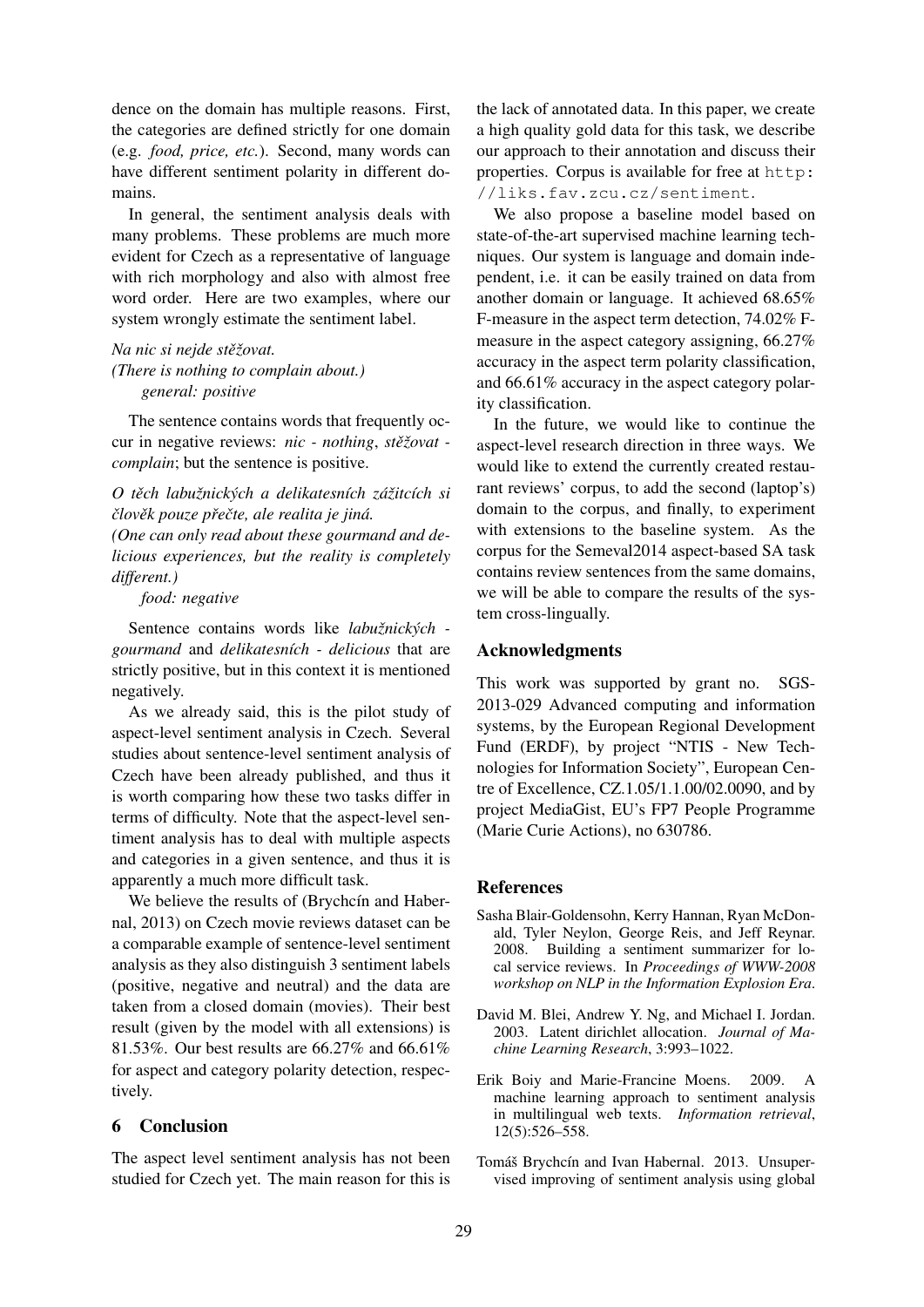dence on the domain has multiple reasons. First, the categories are defined strictly for one domain (e.g. *food, price, etc.*). Second, many words can have different sentiment polarity in different domains.

In general, the sentiment analysis deals with many problems. These problems are much more evident for Czech as a representative of language with rich morphology and also with almost free word order. Here are two examples, where our system wrongly estimate the sentiment label.

*Na nic si nejde stěžovat.*
*(There is nothing to complain about.)*
*general: positive*

The sentence contains words that frequently occur in negative reviews: *nic - nothing*, *stěžovat - complain*; but the sentence is positive.

*O těch labužnických a delikatesních zážitcích si člověk pouze přečte, ale realita je jiná.*
*(One can only read about these gourmand and delicious experiences, but the reality is completely different.)*
*food: negative*

Sentence contains words like *labužnických - gourmand* and *delikatesních - delicious* that are strictly positive, but in this context it is mentioned negatively.

As we already said, this is the pilot study of aspect-level sentiment analysis in Czech. Several studies about sentence-level sentiment analysis of Czech have been already published, and thus it is worth comparing how these two tasks differ in terms of difficulty. Note that the aspect-level sentiment analysis has to deal with multiple aspects and categories in a given sentence, and thus it is apparently a much more difficult task.

We believe the results of (Brychcín and Habernal, 2013) on Czech movie reviews dataset can be a comparable example of sentence-level sentiment analysis as they also distinguish 3 sentiment labels (positive, negative and neutral) and the data are taken from a closed domain (movies). Their best result (given by the model with all extensions) is 81.53%. Our best results are 66.27% and 66.61% for aspect and category polarity detection, respectively.

## 6 Conclusion

The aspect level sentiment analysis has not been studied for Czech yet. The main reason for this is the lack of annotated data. In this paper, we create a high quality gold data for this task, we describe our approach to their annotation and discuss their properties. Corpus is available for free at http://liks.fav.zcu.cz/sentiment.

We also propose a baseline model based on state-of-the-art supervised machine learning techniques. Our system is language and domain independent, i.e. it can be easily trained on data from another domain or language. It achieved 68.65% F-measure in the aspect term detection, 74.02% F-measure in the aspect category assigning, 66.27% accuracy in the aspect term polarity classification, and 66.61% accuracy in the aspect category polarity classification.

In the future, we would like to continue the aspect-level research direction in three ways. We would like to extend the currently created restaurant reviews' corpus, to add the second (laptop's) domain to the corpus, and finally, to experiment with extensions to the baseline system. As the corpus for the Semeval2014 aspect-based SA task contains review sentences from the same domains, we will be able to compare the results of the system cross-lingually.

## Acknowledgments

This work was supported by grant no. SGS-2013-029 Advanced computing and information systems, by the European Regional Development Fund (ERDF), by project "NTIS - New Technologies for Information Society", European Centre of Excellence, CZ.1.05/1.1.00/02.0090, and by project MediaGist, EU's FP7 People Programme (Marie Curie Actions), no 630786.

## References

Sasha Blair-Goldensohn, Kerry Hannan, Ryan McDonald, Tyler Neylon, George Reis, and Jeff Reynar. 2008. Building a sentiment summarizer for local service reviews. In *Proceedings of WWW-2008 workshop on NLP in the Information Explosion Era*.

David M. Blei, Andrew Y. Ng, and Michael I. Jordan. 2003. Latent dirichlet allocation. *Journal of Machine Learning Research*, 3:993–1022.

Erik Boiy and Marie-Francine Moens. 2009. A machine learning approach to sentiment analysis in multilingual web texts. *Information retrieval*, 12(5):526–558.

Tomáš Brychcín and Ivan Habernal. 2013. Unsupervised improving of sentiment analysis using global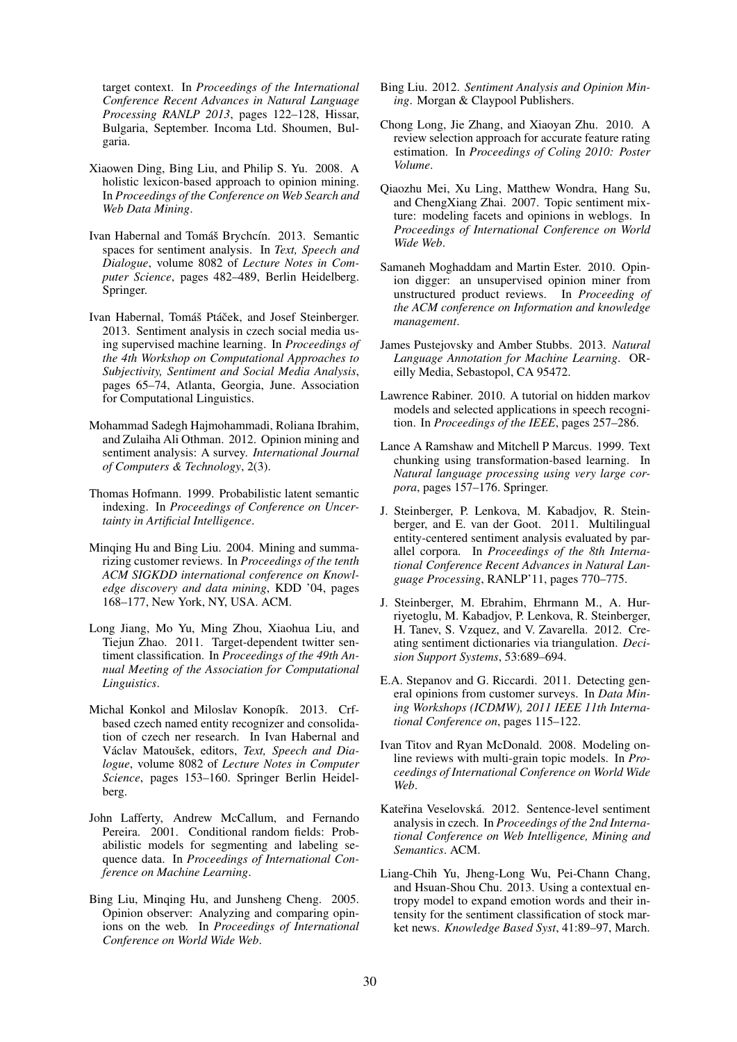target context. In *Proceedings of the International Conference Recent Advances in Natural Language Processing RANLP 2013*, pages 122–128, Hissar, Bulgaria, September. Incoma Ltd. Shoumen, Bulgaria.

Xiaowen Ding, Bing Liu, and Philip S. Yu. 2008. A holistic lexicon-based approach to opinion mining. In *Proceedings of the Conference on Web Search and Web Data Mining*.

Ivan Habernal and Tomáš Brychcín. 2013. Semantic spaces for sentiment analysis. In *Text, Speech and Dialogue*, volume 8082 of *Lecture Notes in Computer Science*, pages 482–489, Berlin Heidelberg. Springer.

Ivan Habernal, Tomáš Ptáček, and Josef Steinberger. 2013. Sentiment analysis in czech social media using supervised machine learning. In *Proceedings of the 4th Workshop on Computational Approaches to Subjectivity, Sentiment and Social Media Analysis*, pages 65–74, Atlanta, Georgia, June. Association for Computational Linguistics.

Mohammad Sadegh Hajmohammadi, Roliana Ibrahim, and Zulaiha Ali Othman. 2012. Opinion mining and sentiment analysis: A survey. *International Journal of Computers & Technology*, 2(3).

Thomas Hofmann. 1999. Probabilistic latent semantic indexing. In *Proceedings of Conference on Uncertainty in Artificial Intelligence*.

Minqing Hu and Bing Liu. 2004. Mining and summarizing customer reviews. In *Proceedings of the tenth ACM SIGKDD international conference on Knowledge discovery and data mining*, KDD '04, pages 168–177, New York, NY, USA. ACM.

Long Jiang, Mo Yu, Ming Zhou, Xiaohua Liu, and Tiejun Zhao. 2011. Target-dependent twitter sentiment classification. In *Proceedings of the 49th Annual Meeting of the Association for Computational Linguistics*.

Michal Konkol and Miloslav Konopík. 2013. Crf-based czech named entity recognizer and consolidation of czech ner research. In Ivan Habernal and Václav Matoušek, editors, *Text, Speech and Dialogue*, volume 8082 of *Lecture Notes in Computer Science*, pages 153–160. Springer Berlin Heidelberg.

John Lafferty, Andrew McCallum, and Fernando Pereira. 2001. Conditional random fields: Probabilistic models for segmenting and labeling sequence data. In *Proceedings of International Conference on Machine Learning*.

Bing Liu, Minqing Hu, and Junsheng Cheng. 2005. Opinion observer: Analyzing and comparing opinions on the web. In *Proceedings of International Conference on World Wide Web*.

Bing Liu. 2012. *Sentiment Analysis and Opinion Mining*. Morgan & Claypool Publishers.

Chong Long, Jie Zhang, and Xiaoyan Zhu. 2010. A review selection approach for accurate feature rating estimation. In *Proceedings of Coling 2010: Poster Volume*.

Qiaozhu Mei, Xu Ling, Matthew Wondra, Hang Su, and ChengXiang Zhai. 2007. Topic sentiment mixture: modeling facets and opinions in weblogs. In *Proceedings of International Conference on World Wide Web*.

Samaneh Moghaddam and Martin Ester. 2010. Opinion digger: an unsupervised opinion miner from unstructured product reviews. In *Proceeding of the ACM conference on Information and knowledge management*.

James Pustejovsky and Amber Stubbs. 2013. *Natural Language Annotation for Machine Learning*. OReilly Media, Sebastopol, CA 95472.

Lawrence Rabiner. 2010. A tutorial on hidden markov models and selected applications in speech recognition. In *Proceedings of the IEEE*, pages 257–286.

Lance A Ramshaw and Mitchell P Marcus. 1999. Text chunking using transformation-based learning. In *Natural language processing using very large corpora*, pages 157–176. Springer.

J. Steinberger, P. Lenkova, M. Kabadjov, R. Steinberger, and E. van der Goot. 2011. Multilingual entity-centered sentiment analysis evaluated by parallel corpora. In *Proceedings of the 8th International Conference Recent Advances in Natural Language Processing*, RANLP'11, pages 770–775.

J. Steinberger, M. Ebrahim, Ehrmann M., A. Hurriyetoglu, M. Kabadjov, P. Lenkova, R. Steinberger, H. Tanev, S. Vzquez, and V. Zavarella. 2012. Creating sentiment dictionaries via triangulation. *Decision Support Systems*, 53:689–694.

E.A. Stepanov and G. Riccardi. 2011. Detecting general opinions from customer surveys. In *Data Mining Workshops (ICDMW), 2011 IEEE 11th International Conference on*, pages 115–122.

Ivan Titov and Ryan McDonald. 2008. Modeling online reviews with multi-grain topic models. In *Proceedings of International Conference on World Wide Web*.

Kateřina Veselovská. 2012. Sentence-level sentiment analysis in czech. In *Proceedings of the 2nd International Conference on Web Intelligence, Mining and Semantics*. ACM.

Liang-Chih Yu, Jheng-Long Wu, Pei-Chann Chang, and Hsuan-Shou Chu. 2013. Using a contextual entropy model to expand emotion words and their intensity for the sentiment classification of stock market news. *Knowledge Based Syst*, 41:89–97, March.